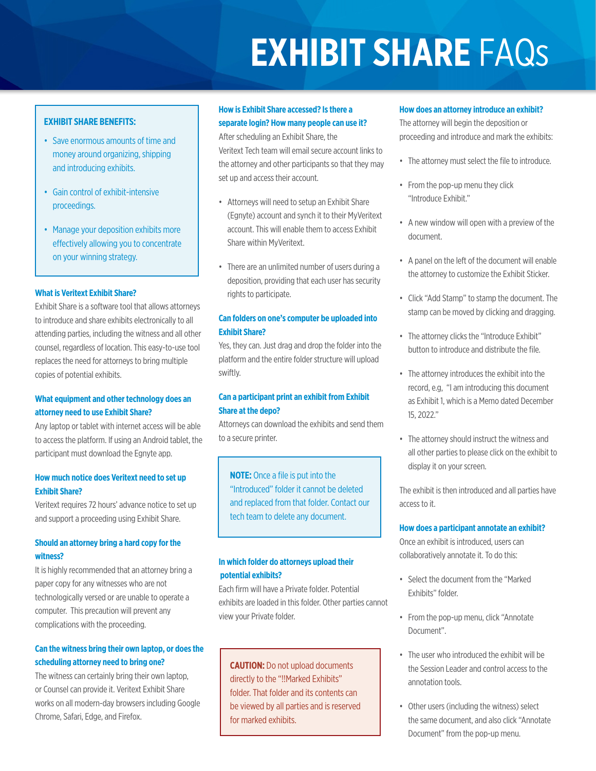# EXHIBIT SHARE FAQs

**EXHIBIT SHARE BENEFITS:**

- Save enormous amounts of time and money around organizing, shipping and introducing exhibits.
- Gain control of exhibit-intensive proceedings.
- Manage your deposition exhibits more effectively allowing you to concentrate on your winning strategy.

### What is Veritext Exhibit Share?

Exhibit Share is a software tool that allows attorneys to introduce and share exhibits electronically to all attending parties, including the witness and all other counsel, regardless of location. This easy-to-use tool replaces the need for attorneys to bring multiple copies of potential exhibits.

### What equipment and other technology does an attorney need to use Exhibit Share?

Any laptop or tablet with internet access will be able to access the platform. If using an Android tablet, the participant must download the Egnyte app.

### How much notice does Veritext need to set up Exhibit Share?

Veritext requires 72 hours' advance notice to set up and support a proceeding using Exhibit Share.

### Should an attorney bring a hard copy for the witness?

It is highly recommended that an attorney bring a paper copy for any witnesses who are not technologically versed or are unable to operate a computer. This precaution will prevent any complications with the proceeding.

### Can the witness bring their own laptop, or does the scheduling attorney need to bring one?

The witness can certainly bring their own laptop, or Counsel can provide it. Veritext Exhibit Share works on all modern-day browsers including Google Chrome, Safari, Edge, and Firefox.

### How is Exhibit Share accessed? Is there a separate login? How many people can use it?

After scheduling an Exhibit Share, the Veritext Tech team will email secure account links to the attorney and other participants so that they may set up and access their account.

- Attorneys will need to setup an Exhibit Share (Egnyte) account and synch it to their MyVeritext account. This will enable them to access Exhibit Share within MyVeritext.
- There are an unlimited number of users during a deposition, providing that each user has security rights to participate.

### Can folders on one's computer be uploaded into Exhibit Share?

Yes, they can. Just drag and drop the folder into the platform and the entire folder structure will upload swiftly.

### Can a participant print an exhibit from Exhibit Share at the depo?

Attorneys can download the exhibits and send them to a secure printer.

**NOTE:** Once a file is put into the "Introduced" folder it cannot be deleted and replaced from that folder. Contact our tech team to delete any document.

### In which folder do attorneys upload their potential exhibits?

Each firm will have a Private folder. Potential exhibits are loaded in this folder. Other parties cannot view your Private folder.

**CAUTION:** Do not upload documents directly to the "!!Marked Exhibits" folder. That folder and its contents can be viewed by all parties and is reserved for marked exhibits.

### How does an attorney introduce an exhibit?

The attorney will begin the deposition or proceeding and introduce and mark the exhibits:

- The attorney must select the file to introduce.
- From the pop-up menu they click "Introduce Exhibit."
- A new window will open with a preview of the document.
- A panel on the left of the document will enable the attorney to customize the Exhibit Sticker.
- Click "Add Stamp" to stamp the document. The stamp can be moved by clicking and dragging.
- The attorney clicks the "Introduce Exhibit" button to introduce and distribute the file.
- The attorney introduces the exhibit into the record, e.g, "I am introducing this document as Exhibit 1, which is a Memo dated December 15, 2022."
- The attorney should instruct the witness and all other parties to please click on the exhibit to display it on your screen.

The exhibit is then introduced and all parties have access to it.

### How does a participant annotate an exhibit?

Once an exhibit is introduced, users can collaboratively annotate it. To do this:

- Select the document from the "Marked Exhibits" folder.
- From the pop-up menu, click "Annotate Document".
- The user who introduced the exhibit will be the Session Leader and control access to the annotation tools.
- Other users (including the witness) select the same document, and also click "Annotate Document" from the pop-up menu.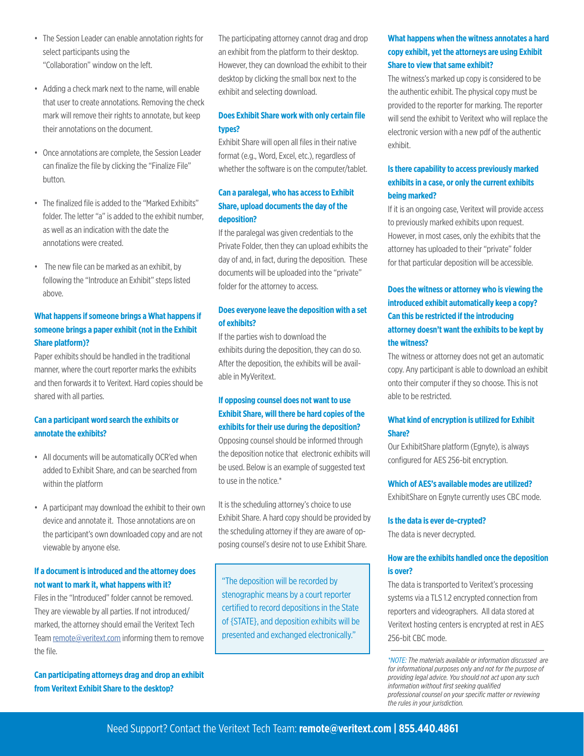- The Session Leader can enable annotation rights for select participants using the "Collaboration" window on the left.
- Adding a check mark next to the name, will enable that user to create annotations. Removing the check mark will remove their rights to annotate, but keep their annotations on the document.
- Once annotations are complete, the Session Leader can finalize the file by clicking the "Finalize File" button.
- The finalized file is added to the "Marked Exhibits" folder. The letter "a" is added to the exhibit number, as well as an indication with the date the annotations were created.
- The new file can be marked as an exhibit, by following the "Introduce an Exhibit" steps listed above.

### What happens if someone brings a What happens if someone brings a paper exhibit (not in the Exhibit Share platform)?

Paper exhibits should be handled in the traditional manner, where the court reporter marks the exhibits and then forwards it to Veritext. Hard copies should be shared with all parties.

### Can a participant word search the exhibits or annotate the exhibits?

- All documents will be automatically OCR'ed when added to Exhibit Share, and can be searched from within the platform
- A participant may download the exhibit to their own device and annotate it. Those annotations are on the participant's own downloaded copy and are not viewable by anyone else.

### If a document is introduced and the attorney does not want to mark it, what happens with it?

Files in the "Introduced" folder cannot be removed. They are viewable by all parties. If not introduced/marked, the attorney should email the Veritext Tech Team remote@veritext.com informing them to remove the file.

### Can participating attorneys drag and drop an exhibit from Veritext Exhibit Share to the desktop?

The participating attorney cannot drag and drop an exhibit from the platform to their desktop. However, they can download the exhibit to their desktop by clicking the small box next to the exhibit and selecting download.

### Does Exhibit Share work with only certain file types?

Exhibit Share will open all files in their native format (e.g., Word, Excel, etc.), regardless of whether the software is on the computer/tablet.

### Can a paralegal, who has access to Exhibit Share, upload documents the day of the deposition?

If the paralegal was given credentials to the Private Folder, then they can upload exhibits the day of and, in fact, during the deposition. These documents will be uploaded into the "private" folder for the attorney to access.

### Does everyone leave the deposition with a set of exhibits?

If the parties wish to download the exhibits during the deposition, they can do so. After the deposition, the exhibits will be available in MyVeritext.

### If opposing counsel does not want to use Exhibit Share, will there be hard copies of the exhibits for their use during the deposition?

Opposing counsel should be informed through the deposition notice that electronic exhibits will be used. Below is an example of suggested text to use in the notice.*

It is the scheduling attorney's choice to use Exhibit Share. A hard copy should be provided by the scheduling attorney if they are aware of opposing counsel's desire not to use Exhibit Share.

> "The deposition will be recorded by stenographic means by a court reporter certified to record depositions in the State of {STATE}, and deposition exhibits will be presented and exchanged electronically."

### What happens when the witness annotates a hard copy exhibit, yet the attorneys are using Exhibit Share to view that same exhibit?

The witness's marked up copy is considered to be the authentic exhibit. The physical copy must be provided to the reporter for marking. The reporter will send the exhibit to Veritext who will replace the electronic version with a new pdf of the authentic exhibit.

### Is there capability to access previously marked exhibits in a case, or only the current exhibits being marked?

If it is an ongoing case, Veritext will provide access to previously marked exhibits upon request. However, in most cases, only the exhibits that the attorney has uploaded to their "private" folder for that particular deposition will be accessible.

### Does the witness or attorney who is viewing the introduced exhibit automatically keep a copy? Can this be restricted if the introducing attorney doesn't want the exhibits to be kept by the witness?

The witness or attorney does not get an automatic copy. Any participant is able to download an exhibit onto their computer if they so choose. This is not able to be restricted.

### What kind of encryption is utilized for Exhibit Share?

Our ExhibitShare platform (Egnyte), is always configured for AES 256-bit encryption.

### Which of AES's available modes are utilized?

ExhibitShare on Egnyte currently uses CBC mode.

### Is the data is ever de-crypted?

The data is never decrypted.

### How are the exhibits handled once the deposition is over?

The data is transported to Veritext's processing systems via a TLS 1.2 encrypted connection from reporters and videographers. All data stored at Veritext hosting centers is encrypted at rest in AES 256-bit CBC mode.

---

*\*NOTE: The materials available or information discussed are for informational purposes only and not for the purpose of providing legal advice. You should not act upon any such information without first seeking qualified professional counsel on your specific matter or reviewing the rules in your jurisdiction.*

Need Support? Contact the Veritext Tech Team: **remote@veritext.com | 855.440.4861**